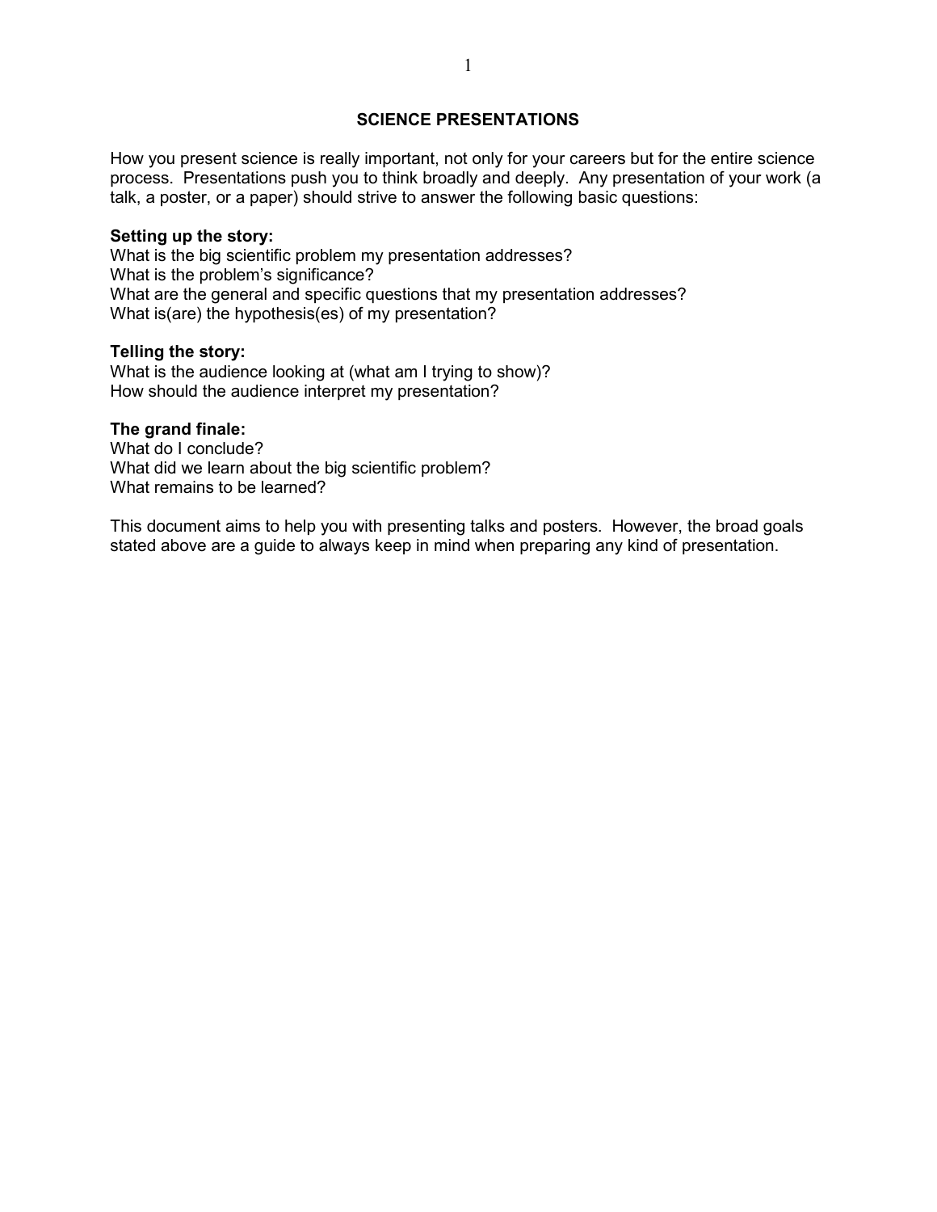# SCIENCE PRESENTATIONS

How you present science is really important, not only for your careers but for the entire science process. Presentations push you to think broadly and deeply. Any presentation of your work (a talk, a poster, or a paper) should strive to answer the following basic questions:

**Setting up the story:**
What is the big scientific problem my presentation addresses?
What is the problem's significance?
What are the general and specific questions that my presentation addresses?
What is(are) the hypothesis(es) of my presentation?

**Telling the story:**
What is the audience looking at (what am I trying to show)?
How should the audience interpret my presentation?

**The grand finale:**
What do I conclude?
What did we learn about the big scientific problem?
What remains to be learned?

This document aims to help you with presenting talks and posters. However, the broad goals stated above are a guide to always keep in mind when preparing any kind of presentation.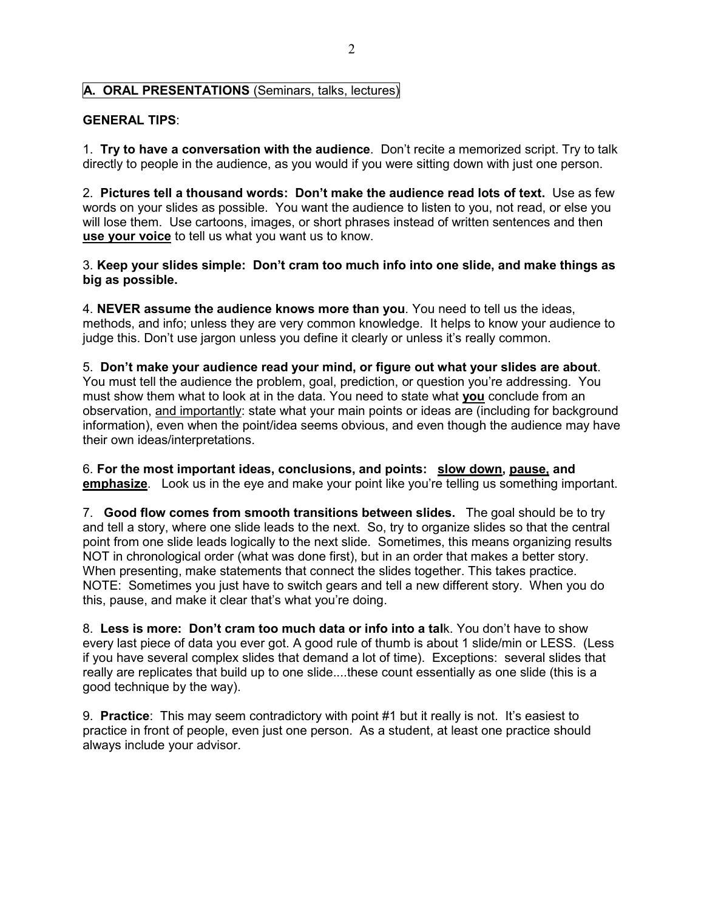## A. ORAL PRESENTATIONS (Seminars, talks, lectures)

**GENERAL TIPS**:

1. **Try to have a conversation with the audience**. Don't recite a memorized script. Try to talk directly to people in the audience, as you would if you were sitting down with just one person.

2. **Pictures tell a thousand words: Don't make the audience read lots of text.** Use as few words on your slides as possible. You want the audience to listen to you, not read, or else you will lose them. Use cartoons, images, or short phrases instead of written sentences and then **use your voice** to tell us what you want us to know.

3. **Keep your slides simple: Don't cram too much info into one slide, and make things as big as possible.**

4. **NEVER assume the audience knows more than you**. You need to tell us the ideas, methods, and info; unless they are very common knowledge. It helps to know your audience to judge this. Don't use jargon unless you define it clearly or unless it's really common.

5. **Don't make your audience read your mind, or figure out what your slides are about**. You must tell the audience the problem, goal, prediction, or question you're addressing. You must show them what to look at in the data. You need to state what **you** conclude from an observation, and importantly: state what your main points or ideas are (including for background information), even when the point/idea seems obvious, and even though the audience may have their own ideas/interpretations.

6. **For the most important ideas, conclusions, and points: slow down, pause, and emphasize**. Look us in the eye and make your point like you're telling us something important.

7. **Good flow comes from smooth transitions between slides.** The goal should be to try and tell a story, where one slide leads to the next. So, try to organize slides so that the central point from one slide leads logically to the next slide. Sometimes, this means organizing results NOT in chronological order (what was done first), but in an order that makes a better story. When presenting, make statements that connect the slides together. This takes practice. NOTE: Sometimes you just have to switch gears and tell a new different story. When you do this, pause, and make it clear that's what you're doing.

8. **Less is more: Don't cram too much data or info into a tal**k. You don't have to show every last piece of data you ever got. A good rule of thumb is about 1 slide/min or LESS. (Less if you have several complex slides that demand a lot of time). Exceptions: several slides that really are replicates that build up to one slide....these count essentially as one slide (this is a good technique by the way).

9. **Practice**: This may seem contradictory with point #1 but it really is not. It's easiest to practice in front of people, even just one person. As a student, at least one practice should always include your advisor.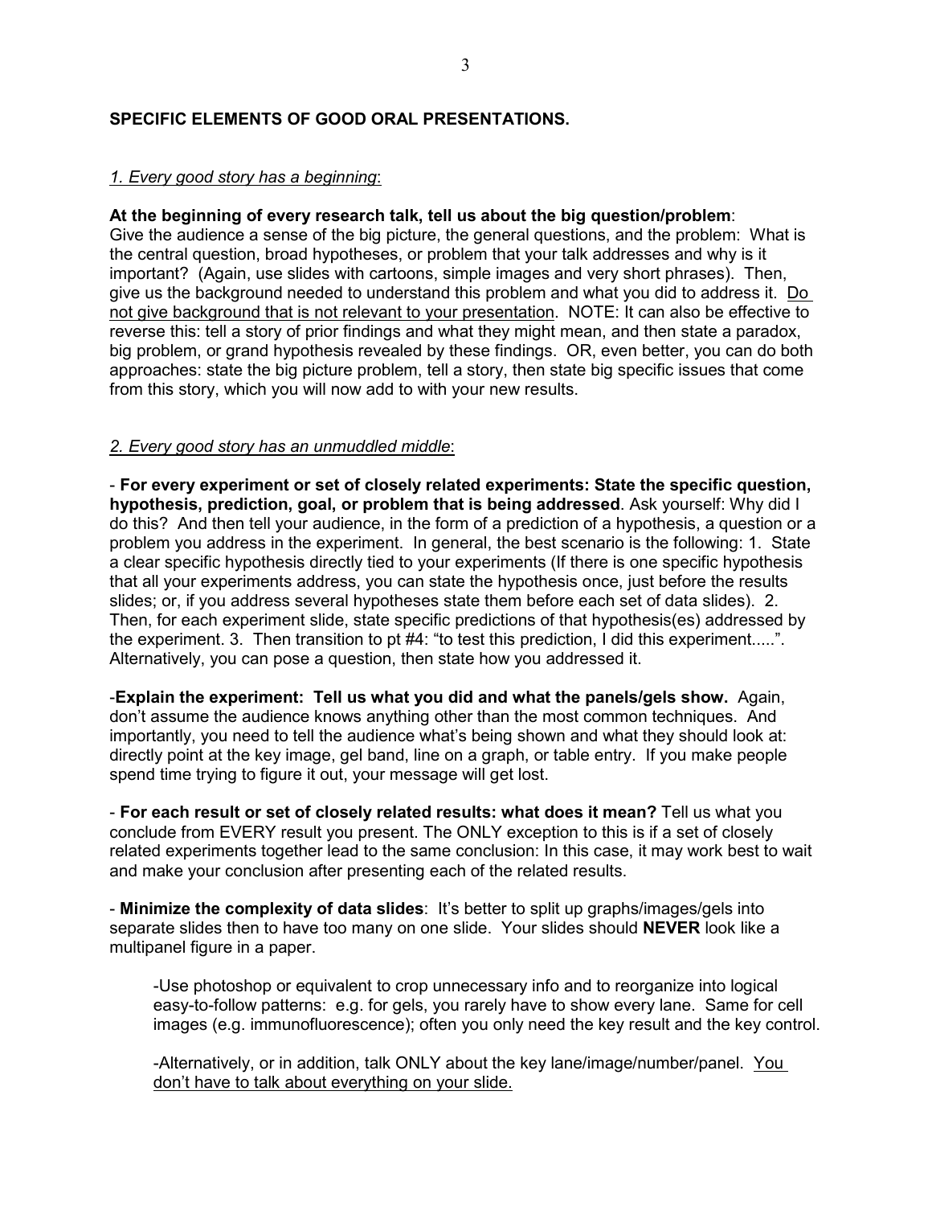## SPECIFIC ELEMENTS OF GOOD ORAL PRESENTATIONS.

### *1. Every good story has a beginning*:

**At the beginning of every research talk, tell us about the big question/problem**: Give the audience a sense of the big picture, the general questions, and the problem: What is the central question, broad hypotheses, or problem that your talk addresses and why is it important? (Again, use slides with cartoons, simple images and very short phrases). Then, give us the background needed to understand this problem and what you did to address it. <u>Do not give background that is not relevant to your presentation</u>. NOTE: It can also be effective to reverse this: tell a story of prior findings and what they might mean, and then state a paradox, big problem, or grand hypothesis revealed by these findings. OR, even better, you can do both approaches: state the big picture problem, tell a story, then state big specific issues that come from this story, which you will now add to with your new results.

### *2. Every good story has an unmuddled middle*:

- **For every experiment or set of closely related experiments: State the specific question, hypothesis, prediction, goal, or problem that is being addressed**. Ask yourself: Why did I do this? And then tell your audience, in the form of a prediction of a hypothesis, a question or a problem you address in the experiment. In general, the best scenario is the following: 1. State a clear specific hypothesis directly tied to your experiments (If there is one specific hypothesis that all your experiments address, you can state the hypothesis once, just before the results slides; or, if you address several hypotheses state them before each set of data slides). 2. Then, for each experiment slide, state specific predictions of that hypothesis(es) addressed by the experiment. 3. Then transition to pt #4: "to test this prediction, I did this experiment.....". Alternatively, you can pose a question, then state how you addressed it.

- **Explain the experiment: Tell us what you did and what the panels/gels show.** Again, don't assume the audience knows anything other than the most common techniques. And importantly, you need to tell the audience what's being shown and what they should look at: directly point at the key image, gel band, line on a graph, or table entry. If you make people spend time trying to figure it out, your message will get lost.

- **For each result or set of closely related results: what does it mean?** Tell us what you conclude from EVERY result you present. The ONLY exception to this is if a set of closely related experiments together lead to the same conclusion: In this case, it may work best to wait and make your conclusion after presenting each of the related results.

- **Minimize the complexity of data slides**: It's better to split up graphs/images/gels into separate slides then to have too many on one slide. Your slides should **NEVER** look like a multipanel figure in a paper.

  - Use photoshop or equivalent to crop unnecessary info and to reorganize into logical easy-to-follow patterns: e.g. for gels, you rarely have to show every lane. Same for cell images (e.g. immunofluorescence); often you only need the key result and the key control.

  - Alternatively, or in addition, talk ONLY about the key lane/image/number/panel. <u>You don't have to talk about everything on your slide.</u>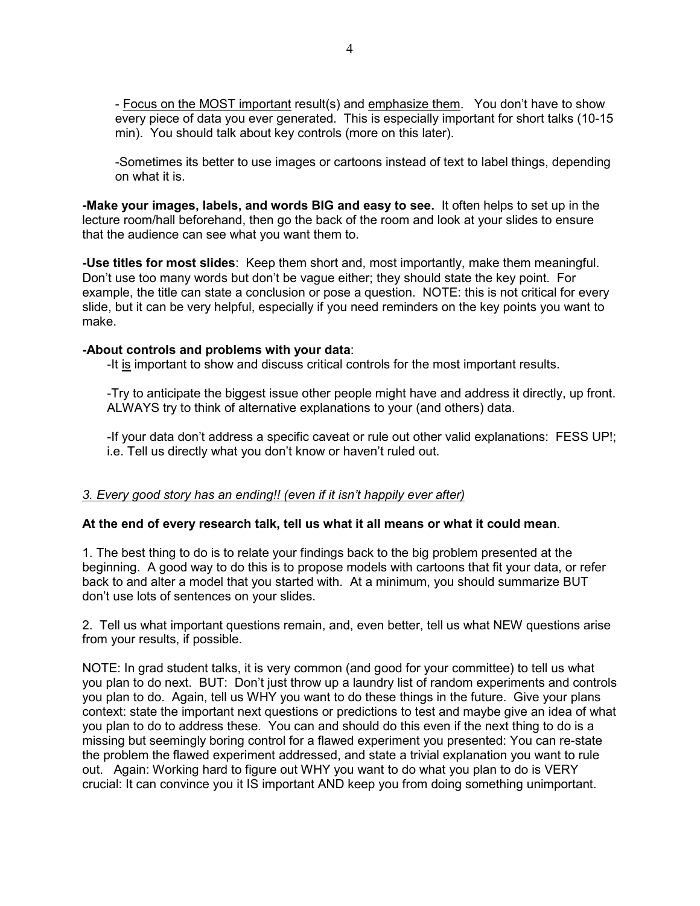- <u>Focus on the MOST important</u> result(s) and <u>emphasize them</u>. You don't have to show every piece of data you ever generated. This is especially important for short talks (10-15 min). You should talk about key controls (more on this later).

-Sometimes its better to use images or cartoons instead of text to label things, depending on what it is.

**-Make your images, labels, and words BIG and easy to see.** It often helps to set up in the lecture room/hall beforehand, then go the back of the room and look at your slides to ensure that the audience can see what you want them to.

**-Use titles for most slides**: Keep them short and, most importantly, make them meaningful. Don't use too many words but don't be vague either; they should state the key point. For example, the title can state a conclusion or pose a question. NOTE: this is not critical for every slide, but it can be very helpful, especially if you need reminders on the key points you want to make.

**-About controls and problems with your data**:

-It <u>is</u> important to show and discuss critical controls for the most important results.

-Try to anticipate the biggest issue other people might have and address it directly, up front. ALWAYS try to think of alternative explanations to your (and others) data.

-If your data don't address a specific caveat or rule out other valid explanations: FESS UP!; i.e. Tell us directly what you don't know or haven't ruled out.

### *<u>3. Every good story has an ending!! (even if it isn't happily ever after)</u>*

**At the end of every research talk, tell us what it all means or what it could mean**.

1. The best thing to do is to relate your findings back to the big problem presented at the beginning. A good way to do this is to propose models with cartoons that fit your data, or refer back to and alter a model that you started with. At a minimum, you should summarize BUT don't use lots of sentences on your slides.

2. Tell us what important questions remain, and, even better, tell us what NEW questions arise from your results, if possible.

NOTE: In grad student talks, it is very common (and good for your committee) to tell us what you plan to do next. BUT: Don't just throw up a laundry list of random experiments and controls you plan to do. Again, tell us WHY you want to do these things in the future. Give your plans context: state the important next questions or predictions to test and maybe give an idea of what you plan to do to address these. You can and should do this even if the next thing to do is a missing but seemingly boring control for a flawed experiment you presented: You can re-state the problem the flawed experiment addressed, and state a trivial explanation you want to rule out. Again: Working hard to figure out WHY you want to do what you plan to do is VERY crucial: It can convince you it IS important AND keep you from doing something unimportant.